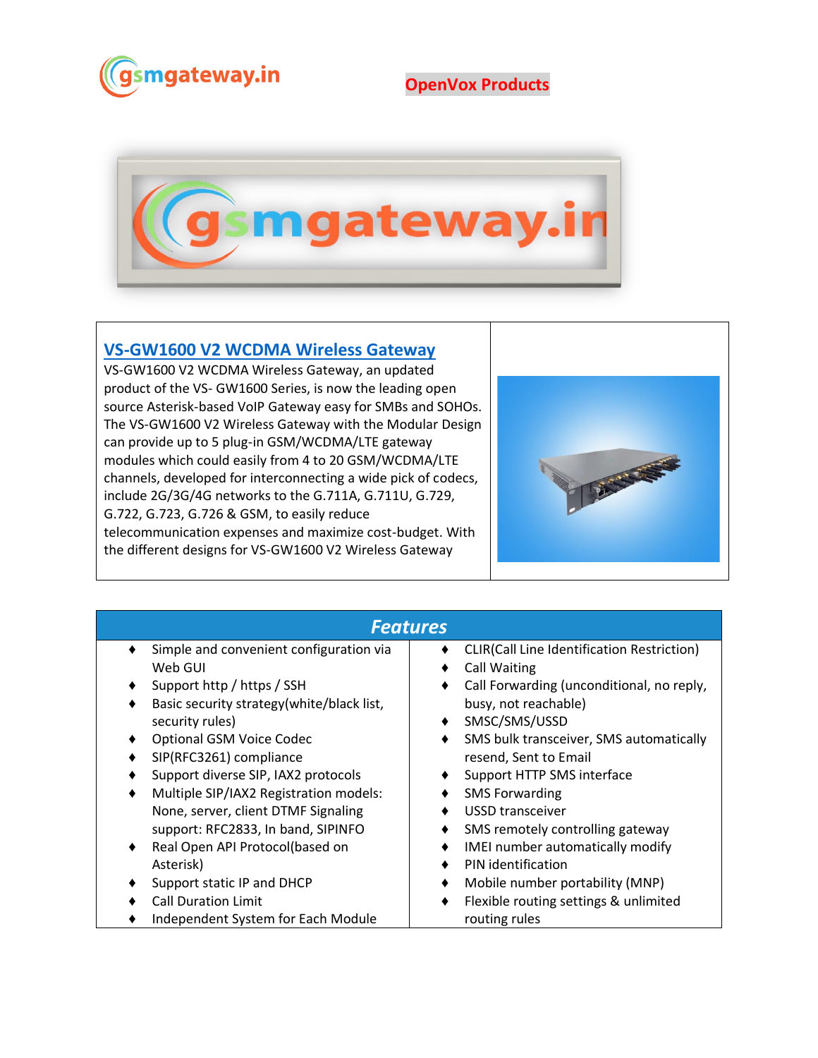gsmgateway.in

OpenVox Products

## VS-GW1600 V2 WCDMA Wireless Gateway

VS-GW1600 V2 WCDMA Wireless Gateway, an updated product of the VS- GW1600 Series, is now the leading open source Asterisk-based VoIP Gateway easy for SMBs and SOHOs. The VS-GW1600 V2 Wireless Gateway with the Modular Design can provide up to 5 plug-in GSM/WCDMA/LTE gateway modules which could easily from 4 to 20 GSM/WCDMA/LTE channels, developed for interconnecting a wide pick of codecs, include 2G/3G/4G networks to the G.711A, G.711U, G.729, G.722, G.723, G.726 & GSM, to easily reduce telecommunication expenses and maximize cost-budget. With the different designs for VS-GW1600 V2 Wireless Gateway

## *Features*

- Simple and convenient configuration via Web GUI
- Support http / https / SSH
- Basic security strategy(white/black list, security rules)
- Optional GSM Voice Codec
- SIP(RFC3261) compliance
- Support diverse SIP, IAX2 protocols
- Multiple SIP/IAX2 Registration models: None, server, client DTMF Signaling support: RFC2833, In band, SIPINFO
- Real Open API Protocol(based on Asterisk)
- Support static IP and DHCP
- Call Duration Limit
- Independent System for Each Module
- CLIR(Call Line Identification Restriction)
- Call Waiting
- Call Forwarding (unconditional, no reply, busy, not reachable)
- SMSC/SMS/USSD
- SMS bulk transceiver, SMS automatically resend, Sent to Email
- Support HTTP SMS interface
- SMS Forwarding
- USSD transceiver
- SMS remotely controlling gateway
- IMEI number automatically modify
- PIN identification
- Mobile number portability (MNP)
- Flexible routing settings & unlimited routing rules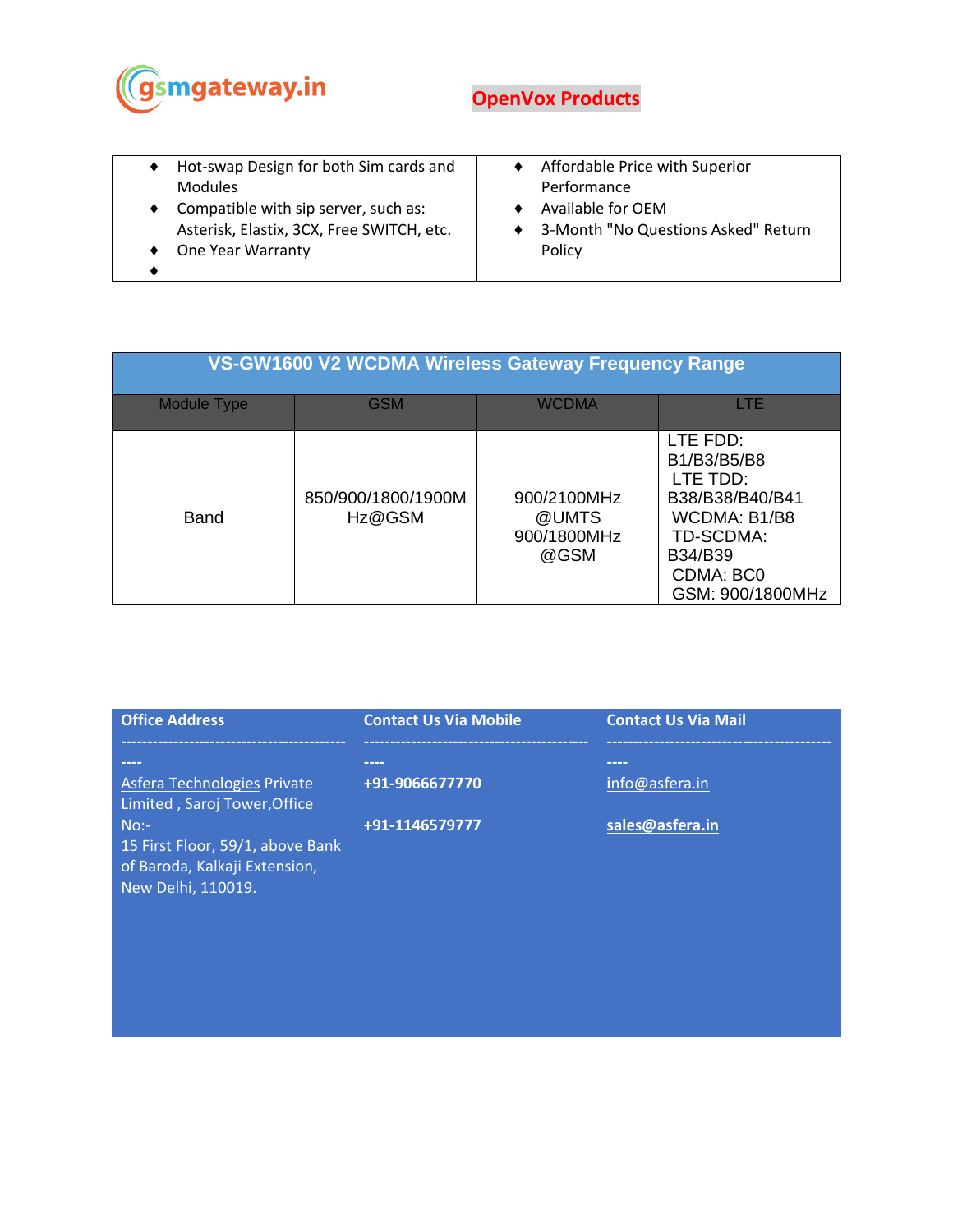gsmgateway.in

**OpenVox Products**

| | |
|---|---|
| ♦ Hot-swap Design for both Sim cards and Modules<br>♦ Compatible with sip server, such as: Asterisk, Elastix, 3CX, Free SWITCH, etc.<br>♦ One Year Warranty<br>♦ | ♦ Affordable Price with Superior Performance<br>♦ Available for OEM<br>♦ 3-Month "No Questions Asked" Return Policy |

**VS-GW1600 V2 WCDMA Wireless Gateway Frequency Range**

| Module Type | GSM | WCDMA | LTE |
|---|---|---|---|
| Band | 850/900/1800/1900MHz@GSM | 900/2100MHz @UMTS 900/1800MHz @GSM | LTE FDD: B1/B3/B5/B8 LTE TDD: B38/B38/B40/B41 WCDMA: B1/B8 TD-SCDMA: B34/B39 CDMA: BC0 GSM: 900/1800MHz |

| Office Address | Contact Us Via Mobile | Contact Us Via Mail |
|---|---|---|
| Asfera Technologies Private Limited , Saroj Tower,Office No:- 15 First Floor, 59/1, above Bank of Baroda, Kalkaji Extension, New Delhi, 110019. | **+91-9066677770**<br>**+91-1146579777** | info@asfera.in<br>**sales@asfera.in** |